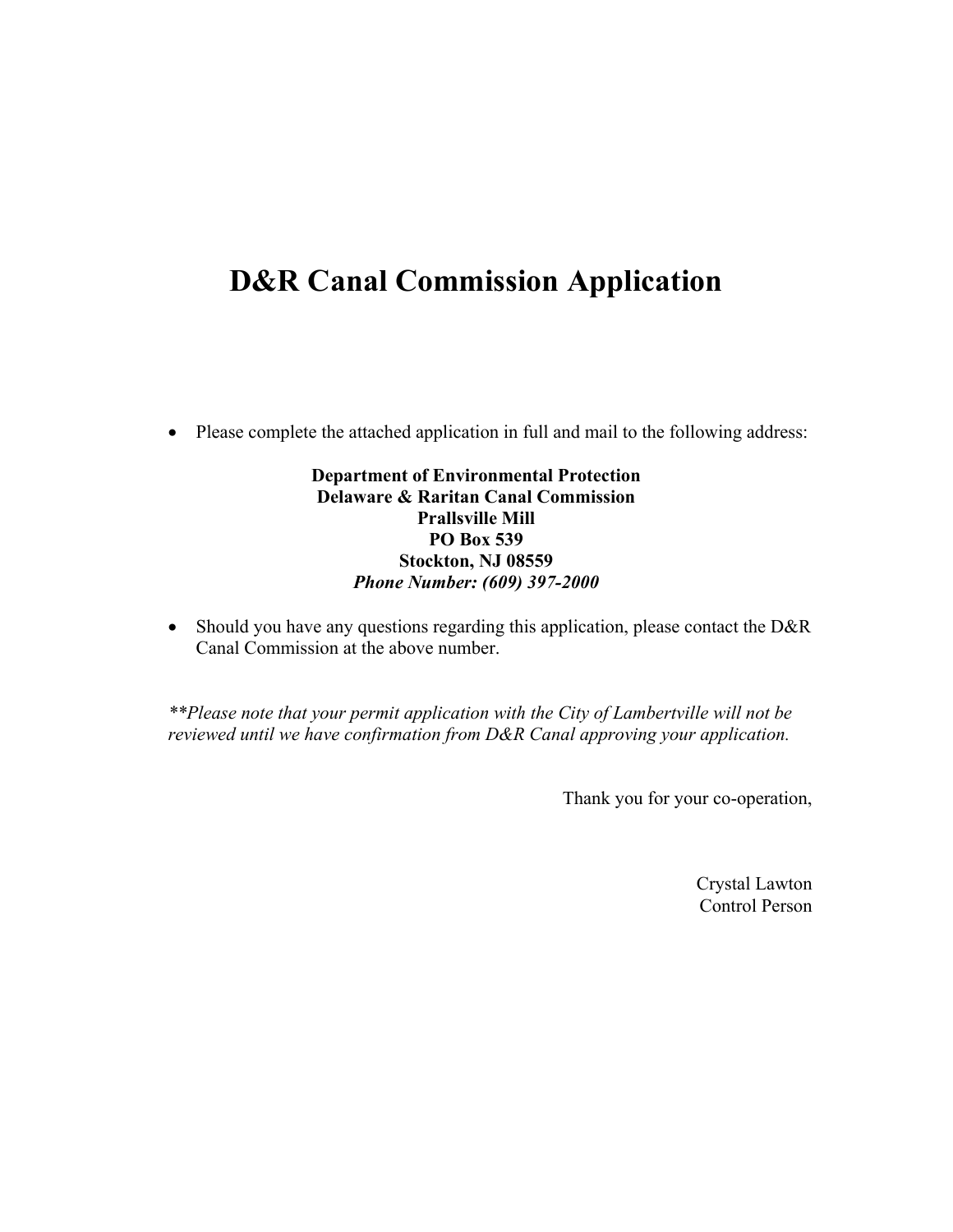# D&R Canal Commission Application

- Please complete the attached application in full and mail to the following address:

**Department of Environmental Protection**
**Delaware & Raritan Canal Commission**
**Prallsville Mill**
**PO Box 539**
**Stockton, NJ 08559**
***Phone Number: (609) 397-2000***

- Should you have any questions regarding this application, please contact the D&R Canal Commission at the above number.

*\*\*Please note that your permit application with the City of Lambertville will not be reviewed until we have confirmation from D&R Canal approving your application.*

Thank you for your co-operation,

Crystal Lawton
Control Person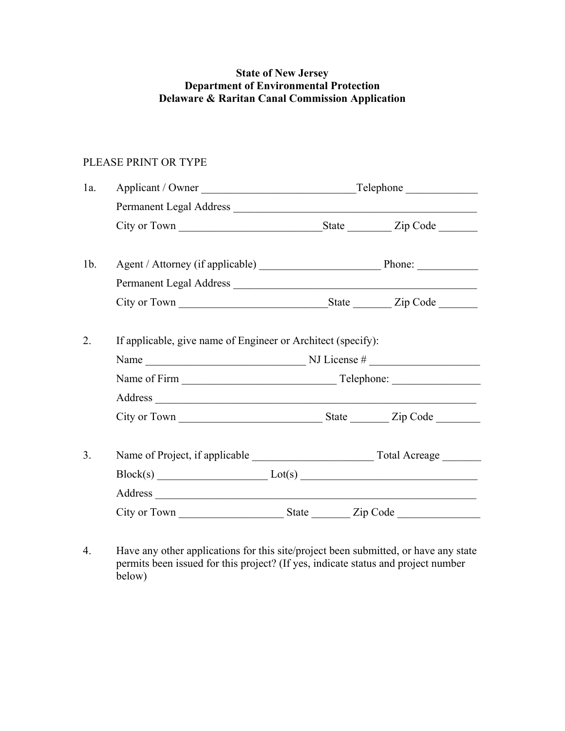**State of New Jersey**
**Department of Environmental Protection**
**Delaware & Raritan Canal Commission Application**

PLEASE PRINT OR TYPE

1a. Applicant / Owner ____________________________ Telephone _____________

Permanent Legal Address ____________________________________________

City or Town __________________________ State ________ Zip Code _______

1b. Agent / Attorney (if applicable) ______________________ Phone: ___________

Permanent Legal Address ____________________________________________

City or Town ___________________________ State _______ Zip Code _______

2. If applicable, give name of Engineer or Architect (specify):

Name _____________________________ NJ License # ____________________

Name of Firm ____________________________ Telephone: ________________

Address __________________________________________________________

City or Town _________________________ State _______ Zip Code ________

3. Name of Project, if applicable ______________________ Total Acreage _______

Block(s) ____________________ Lot(s) ________________________________

Address __________________________________________________________

City or Town ___________________ State _______ Zip Code _______________

4. Have any other applications for this site/project been submitted, or have any state permits been issued for this project? (If yes, indicate status and project number below)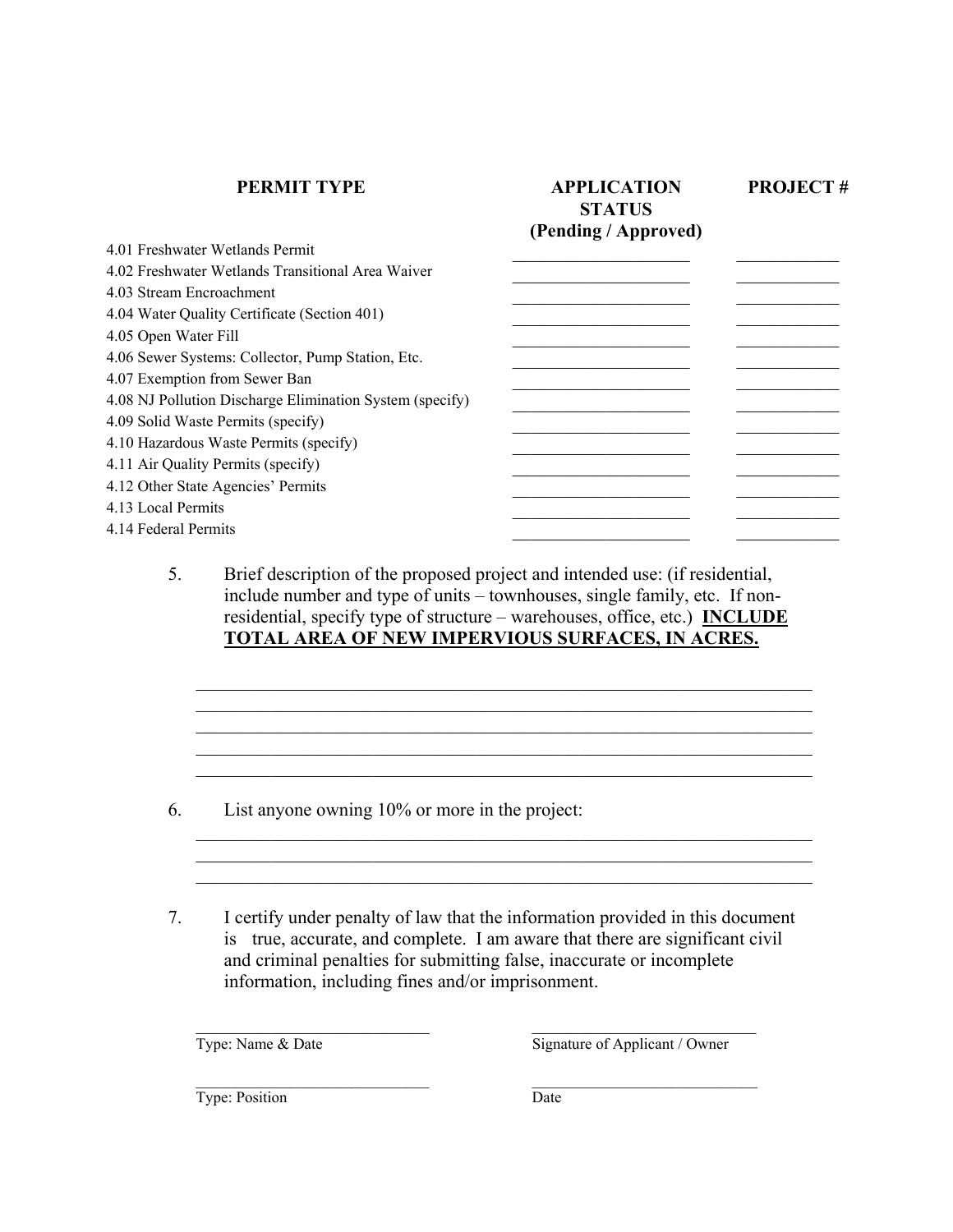| PERMIT TYPE | APPLICATION STATUS (Pending / Approved) | PROJECT # |
|---|---|---|
| 4.01 Freshwater Wetlands Permit | | |
| 4.02 Freshwater Wetlands Transitional Area Waiver | | |
| 4.03 Stream Encroachment | | |
| 4.04 Water Quality Certificate (Section 401) | | |
| 4.05 Open Water Fill | | |
| 4.06 Sewer Systems: Collector, Pump Station, Etc. | | |
| 4.07 Exemption from Sewer Ban | | |
| 4.08 NJ Pollution Discharge Elimination System (specify) | | |
| 4.09 Solid Waste Permits (specify) | | |
| 4.10 Hazardous Waste Permits (specify) | | |
| 4.11 Air Quality Permits (specify) | | |
| 4.12 Other State Agencies' Permits | | |
| 4.13 Local Permits | | |
| 4.14 Federal Permits | | |

5. Brief description of the proposed project and intended use: (if residential, include number and type of units – townhouses, single family, etc. If non-residential, specify type of structure – warehouses, office, etc.) **INCLUDE TOTAL AREA OF NEW IMPERVIOUS SURFACES, IN ACRES.**

______________________________________________________________________
______________________________________________________________________
______________________________________________________________________
______________________________________________________________________
______________________________________________________________________

6. List anyone owning 10% or more in the project:

______________________________________________________________________
______________________________________________________________________
______________________________________________________________________

7. I certify under penalty of law that the information provided in this document is true, accurate, and complete. I am aware that there are significant civil and criminal penalties for submitting false, inaccurate or incomplete information, including fines and/or imprisonment.

| | |
|---|---|
| ____________________________ | ____________________________ |
| Type: Name & Date | Signature of Applicant / Owner |
| ____________________________ | ____________________________ |
| Type: Position | Date |